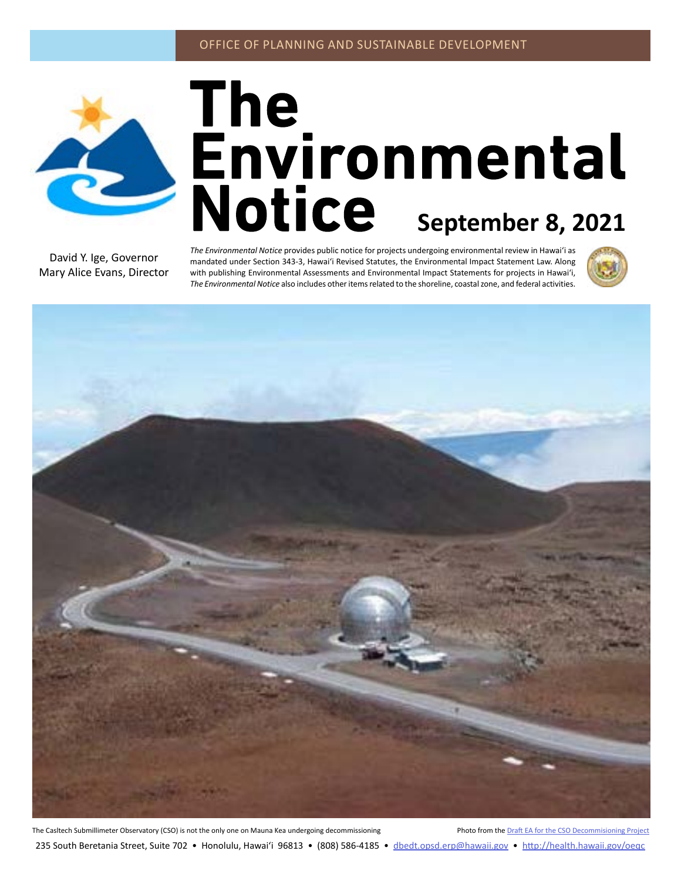OFFICE OF PLANNING AND SUSTAINABLE DEVELOPMENT

# The Environmental Notice

**September 8, 2021**

David Y. Ige, Governor
Mary Alice Evans, Director

*The Environmental Notice* provides public notice for projects undergoing environmental review in Hawaiʻi as mandated under Section 343-3, Hawaiʻi Revised Statutes, the Environmental Impact Statement Law. Along with publishing Environmental Assessments and Environmental Impact Statements for projects in Hawaiʻi, *The Environmental Notice* also includes other items related to the shoreline, coastal zone, and federal activities.

The Casltech Submillimeter Observatory (CSO) is not the only one on Mauna Kea undergoing decommissioning

Photo from the [Draft EA for the CSO Decommisioning Project]

235 South Beretania Street, Suite 702 • Honolulu, Hawaiʻi 96813 • (808) 586-4185 • dbedt.opsd.erp@hawaii.gov • http://health.hawaii.gov/oeqc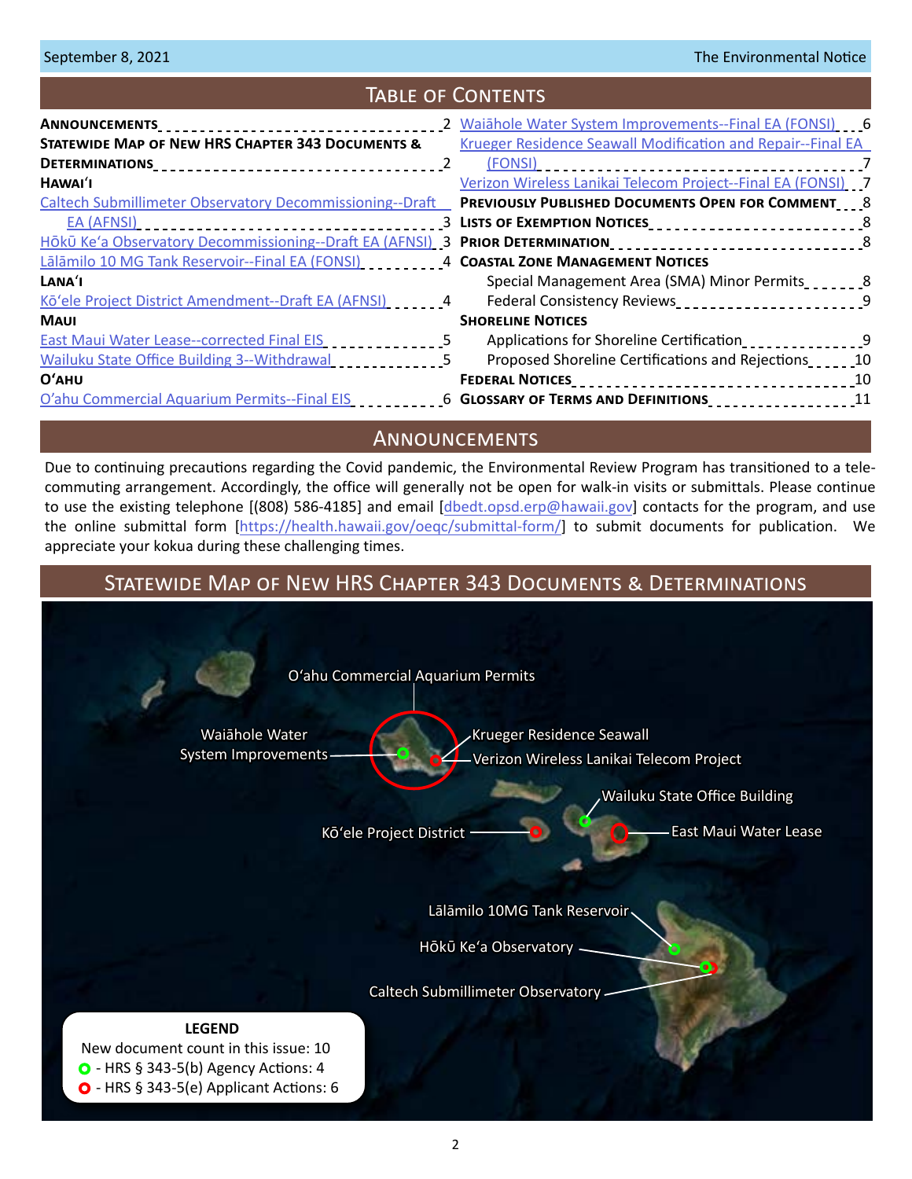## Table of Contents

**Announcements** 2
**Statewide Map of New HRS Chapter 343 Documents & Determinations** 2
**Hawai'i**
Caltech Submillimeter Observatory Decommissioning--Draft EA (AFNSI) 3
Hōkū Ke'a Observatory Decommissioning--Draft EA (AFNSI) 3
Lālāmilo 10 MG Tank Reservoir--Final EA (FONSI) 4
**Lana'i**
Kō'ele Project District Amendment--Draft EA (AFNSI) 4
**Maui**
East Maui Water Lease--corrected Final EIS 5
Wailuku State Office Building 3--Withdrawal 5
**O'ahu**
O'ahu Commercial Aquarium Permits--Final EIS 6
Waiāhole Water System Improvements--Final EA (FONSI) 6
Krueger Residence Seawall Modification and Repair--Final EA (FONSI) 7
Verizon Wireless Lanikai Telecom Project--Final EA (FONSI) 7
**Previously Published Documents Open for Comment** 8
**Lists of Exemption Notices** 8
**Prior Determination** 8
**Coastal Zone Management Notices**
Special Management Area (SMA) Minor Permits 8
Federal Consistency Reviews 9
**Shoreline Notices**
Applications for Shoreline Certification 9
Proposed Shoreline Certifications and Rejections 10
**Federal Notices** 10
**Glossary of Terms and Definitions** 11

## Announcements

Due to continuing precautions regarding the Covid pandemic, the Environmental Review Program has transitioned to a telecommuting arrangement. Accordingly, the office will generally not be open for walk-in visits or submittals. Please continue to use the existing telephone [(808) 586-4185] and email [dbedt.opsd.erp@hawaii.gov] contacts for the program, and use the online submittal form [https://health.hawaii.gov/oeqc/submittal-form/] to submit documents for publication. We appreciate your kokua during these challenging times.

## Statewide Map of New HRS Chapter 343 Documents & Determinations

O'ahu Commercial Aquarium Permits
Waiāhole Water System Improvements
Krueger Residence Seawall
Verizon Wireless Lanikai Telecom Project
Wailuku State Office Building
Kō'ele Project District
East Maui Water Lease
Lālāmilo 10MG Tank Reservoir
Hōkū Ke'a Observatory
Caltech Submillimeter Observatory

**LEGEND**
New document count in this issue: 10
- HRS § 343-5(b) Agency Actions: 4
- HRS § 343-5(e) Applicant Actions: 6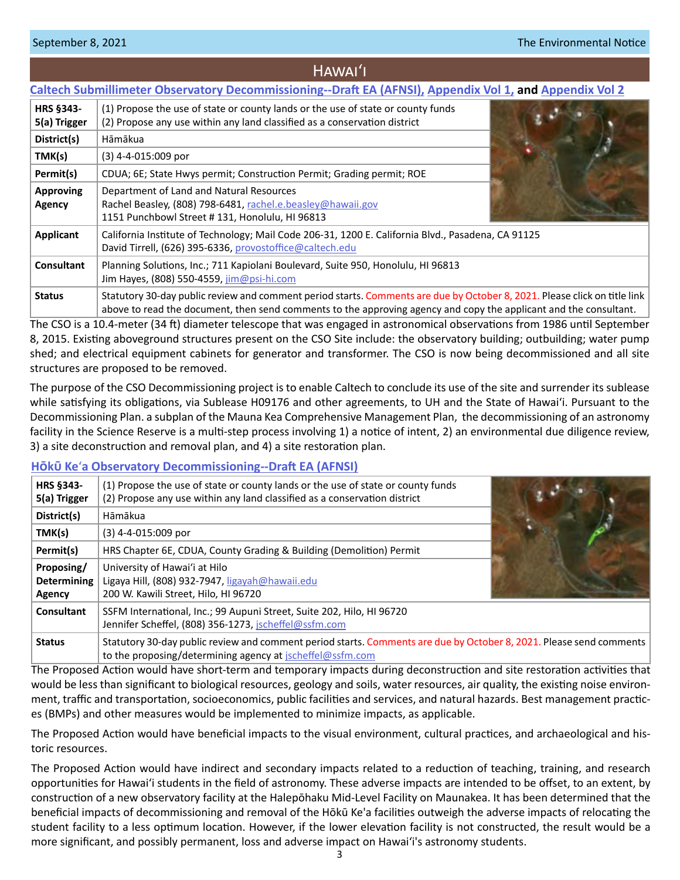# Hawaiʻi

## Caltech Submillimeter Observatory Decommissioning--Draft EA (AFNSI), Appendix Vol 1, and Appendix Vol 2

| | |
|---|---|
| **HRS §343-5(a) Trigger** | (1) Propose the use of state or county lands or the use of state or county funds<br>(2) Propose any use within any land classified as a conservation district |
| **District(s)** | Hāmākua |
| **TMK(s)** | (3) 4-4-015:009 por |
| **Permit(s)** | CDUA; 6E; State Hwys permit; Construction Permit; Grading permit; ROE |
| **Approving Agency** | Department of Land and Natural Resources<br>Rachel Beasley, (808) 798-6481, rachel.e.beasley@hawaii.gov<br>1151 Punchbowl Street # 131, Honolulu, HI 96813 |
| **Applicant** | California Institute of Technology; Mail Code 206-31, 1200 E. California Blvd., Pasadena, CA 91125<br>David Tirrell, (626) 395-6336, provostoffice@caltech.edu |
| **Consultant** | Planning Solutions, Inc.; 711 Kapiolani Boulevard, Suite 950, Honolulu, HI 96813<br>Jim Hayes, (808) 550-4559, jim@psi-hi.com |
| **Status** | Statutory 30-day public review and comment period starts. Comments are due by October 8, 2021. Please click on title link above to read the document, then send comments to the approving agency and copy the applicant and the consultant. |

The CSO is a 10.4-meter (34 ft) diameter telescope that was engaged in astronomical observations from 1986 until September 8, 2015. Existing aboveground structures present on the CSO Site include: the observatory building; outbuilding; water pump shed; and electrical equipment cabinets for generator and transformer. The CSO is now being decommissioned and all site structures are proposed to be removed.

The purpose of the CSO Decommissioning project is to enable Caltech to conclude its use of the site and surrender its sublease while satisfying its obligations, via Sublease H09176 and other agreements, to UH and the State of Hawaiʻi. Pursuant to the Decommissioning Plan. a subplan of the Mauna Kea Comprehensive Management Plan, the decommissioning of an astronomy facility in the Science Reserve is a multi-step process involving 1) a notice of intent, 2) an environmental due diligence review, 3) a site deconstruction and removal plan, and 4) a site restoration plan.

## Hōkū Keʻa Observatory Decommissioning--Draft EA (AFNSI)

| | |
|---|---|
| **HRS §343-5(a) Trigger** | (1) Propose the use of state or county lands or the use of state or county funds<br>(2) Propose any use within any land classified as a conservation district |
| **District(s)** | Hāmākua |
| **TMK(s)** | (3) 4-4-015:009 por |
| **Permit(s)** | HRS Chapter 6E, CDUA, County Grading & Building (Demolition) Permit |
| **Proposing/ Determining Agency** | University of Hawaiʻi at Hilo<br>Ligaya Hill, (808) 932-7947, ligayah@hawaii.edu<br>200 W. Kawili Street, Hilo, HI 96720 |
| **Consultant** | SSFM International, Inc.; 99 Aupuni Street, Suite 202, Hilo, HI 96720<br>Jennifer Scheffel, (808) 356-1273, jscheffel@ssfm.com |
| **Status** | Statutory 30-day public review and comment period starts. Comments are due by October 8, 2021. Please send comments to the proposing/determining agency at jscheffel@ssfm.com |

The Proposed Action would have short-term and temporary impacts during deconstruction and site restoration activities that would be less than significant to biological resources, geology and soils, water resources, air quality, the existing noise environment, traffic and transportation, socioeconomics, public facilities and services, and natural hazards. Best management practices (BMPs) and other measures would be implemented to minimize impacts, as applicable.

The Proposed Action would have beneficial impacts to the visual environment, cultural practices, and archaeological and historic resources.

The Proposed Action would have indirect and secondary impacts related to a reduction of teaching, training, and research opportunities for Hawaiʻi students in the field of astronomy. These adverse impacts are intended to be offset, to an extent, by construction of a new observatory facility at the Halepōhaku Mid-Level Facility on Maunakea. It has been determined that the beneficial impacts of decommissioning and removal of the Hōkū Ke'a facilities outweigh the adverse impacts of relocating the student facility to a less optimum location. However, if the lower elevation facility is not constructed, the result would be a more significant, and possibly permanent, loss and adverse impact on Hawaiʻi's astronomy students.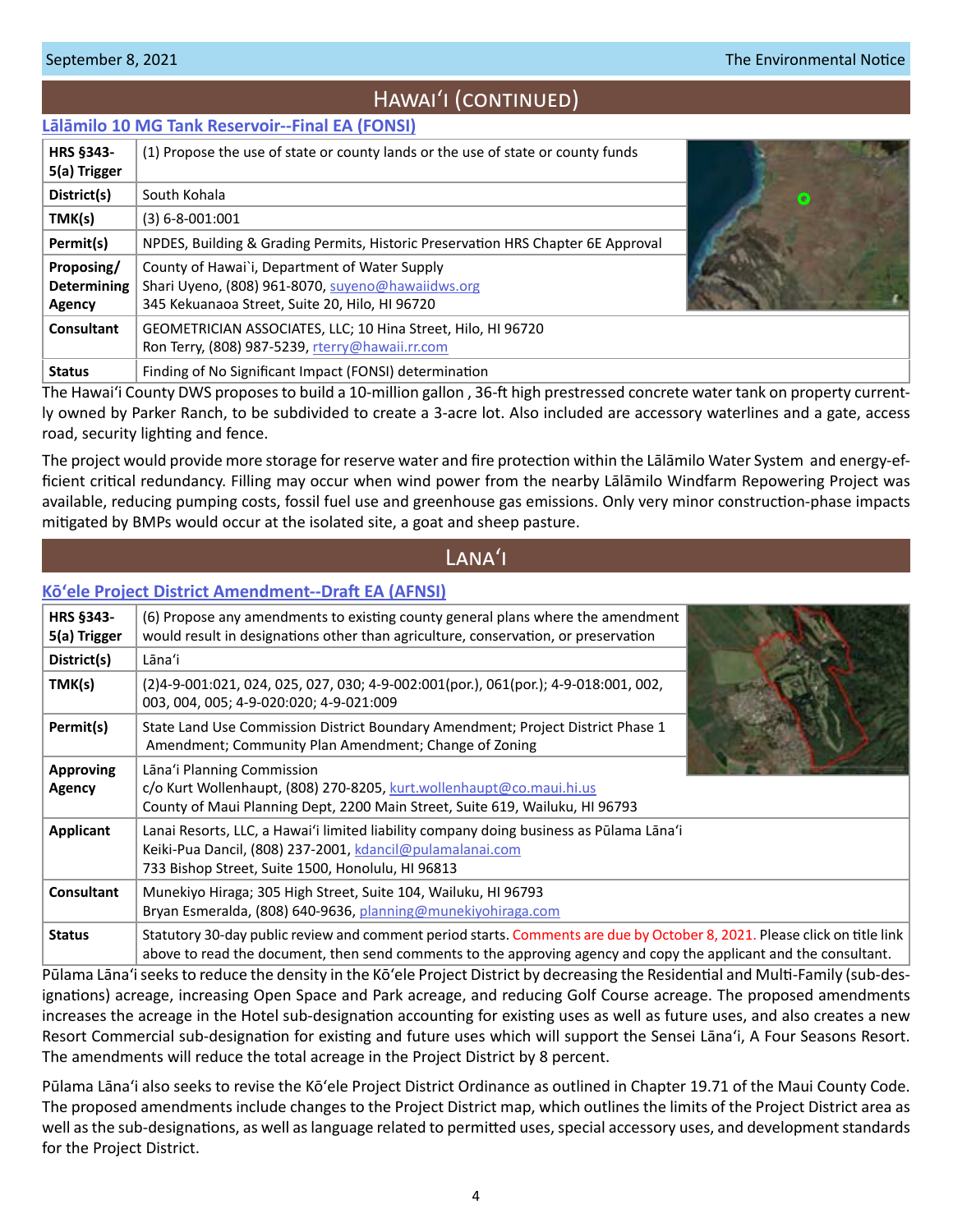# Hawaiʻi (continued)

## Lālāmilo 10 MG Tank Reservoir--Final EA (FONSI)

| | |
|---|---|
| **HRS §343-5(a) Trigger** | (1) Propose the use of state or county lands or the use of state or county funds |
| **District(s)** | South Kohala |
| **TMK(s)** | (3) 6-8-001:001 |
| **Permit(s)** | NPDES, Building & Grading Permits, Historic Preservation HRS Chapter 6E Approval |
| **Proposing/ Determining Agency** | County of Hawai`i, Department of Water Supply<br>Shari Uyeno, (808) 961-8070, suyeno@hawaiidws.org<br>345 Kekuanaoa Street, Suite 20, Hilo, HI 96720 |
| **Consultant** | GEOMETRICIAN ASSOCIATES, LLC; 10 Hina Street, Hilo, HI 96720<br>Ron Terry, (808) 987-5239, rterry@hawaii.rr.com |
| **Status** | Finding of No Significant Impact (FONSI) determination |

The Hawaiʻi County DWS proposes to build a 10-million gallon , 36-ft high prestressed concrete water tank on property currently owned by Parker Ranch, to be subdivided to create a 3-acre lot. Also included are accessory waterlines and a gate, access road, security lighting and fence.

The project would provide more storage for reserve water and fire protection within the Lālāmilo Water System and energy-efficient critical redundancy. Filling may occur when wind power from the nearby Lālāmilo Windfarm Repowering Project was available, reducing pumping costs, fossil fuel use and greenhouse gas emissions. Only very minor construction-phase impacts mitigated by BMPs would occur at the isolated site, a goat and sheep pasture.

# Lanaʻi

## Kōʻele Project District Amendment--Draft EA (AFNSI)

| | |
|---|---|
| **HRS §343-5(a) Trigger** | (6) Propose any amendments to existing county general plans where the amendment would result in designations other than agriculture, conservation, or preservation |
| **District(s)** | Lānaʻi |
| **TMK(s)** | (2)4-9-001:021, 024, 025, 027, 030; 4-9-002:001(por.), 061(por.); 4-9-018:001, 002, 003, 004, 005; 4-9-020:020; 4-9-021:009 |
| **Permit(s)** | State Land Use Commission District Boundary Amendment; Project District Phase 1 Amendment; Community Plan Amendment; Change of Zoning |
| **Approving Agency** | Lānaʻi Planning Commission<br>c/o Kurt Wollenhaupt, (808) 270-8205, kurt.wollenhaupt@co.maui.hi.us<br>County of Maui Planning Dept, 2200 Main Street, Suite 619, Wailuku, HI 96793 |
| **Applicant** | Lanai Resorts, LLC, a Hawaiʻi limited liability company doing business as Pūlama Lānaʻi<br>Keiki-Pua Dancil, (808) 237-2001, kdancil@pulamalanai.com<br>733 Bishop Street, Suite 1500, Honolulu, HI 96813 |
| **Consultant** | Munekiyo Hiraga; 305 High Street, Suite 104, Wailuku, HI 96793<br>Bryan Esmeralda, (808) 640-9636, planning@munekiyohiraga.com |
| **Status** | Statutory 30-day public review and comment period starts. Comments are due by October 8, 2021. Please click on title link above to read the document, then send comments to the approving agency and copy the applicant and the consultant. |

Pūlama Lānaʻi seeks to reduce the density in the Kōʻele Project District by decreasing the Residential and Multi-Family (sub-designations) acreage, increasing Open Space and Park acreage, and reducing Golf Course acreage. The proposed amendments increases the acreage in the Hotel sub-designation accounting for existing uses as well as future uses, and also creates a new Resort Commercial sub-designation for existing and future uses which will support the Sensei Lānaʻi, A Four Seasons Resort. The amendments will reduce the total acreage in the Project District by 8 percent.

Pūlama Lānaʻi also seeks to revise the Kōʻele Project District Ordinance as outlined in Chapter 19.71 of the Maui County Code. The proposed amendments include changes to the Project District map, which outlines the limits of the Project District area as well as the sub-designations, as well as language related to permitted uses, special accessory uses, and development standards for the Project District.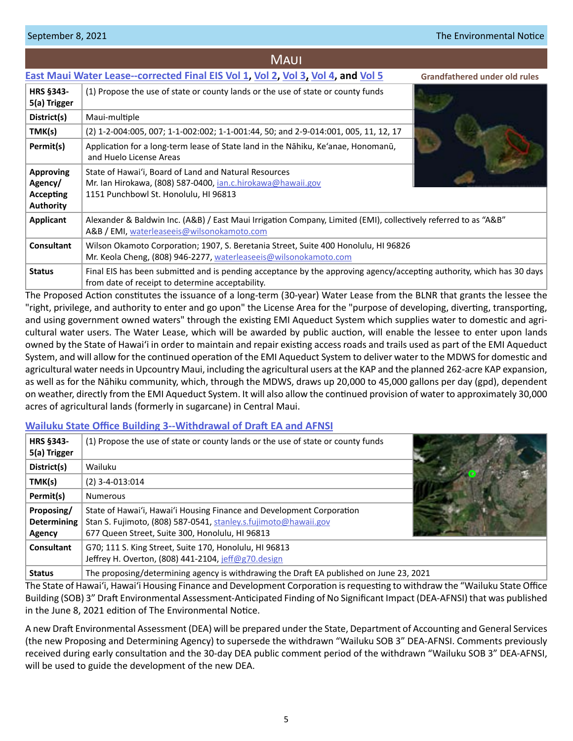# Maui

## East Maui Water Lease--corrected Final EIS Vol 1, Vol 2, Vol 3, Vol 4, and Vol 5

**Grandfathered under old rules**

| | |
|---|---|
| **HRS §343-5(a) Trigger** | (1) Propose the use of state or county lands or the use of state or county funds |
| **District(s)** | Maui-multiple |
| **TMK(s)** | (2) 1-2-004:005, 007; 1-1-002:002; 1-1-001:44, 50; and 2-9-014:001, 005, 11, 12, 17 |
| **Permit(s)** | Application for a long-term lease of State land in the Nāhiku, Ke'anae, Honomanū, and Huelo License Areas |
| **Approving Agency/ Accepting Authority** | State of Hawai'i, Board of Land and Natural Resources<br>Mr. Ian Hirokawa, (808) 587-0400, ian.c.hirokawa@hawaii.gov<br>1151 Punchbowl St. Honolulu, HI 96813 |
| **Applicant** | Alexander & Baldwin Inc. (A&B) / East Maui Irrigation Company, Limited (EMI), collectively referred to as "A&B"<br>A&B / EMI, waterleaseeis@wilsonokamoto.com |
| **Consultant** | Wilson Okamoto Corporation; 1907, S. Beretania Street, Suite 400 Honolulu, HI 96826<br>Mr. Keola Cheng, (808) 946-2277, waterleaseeis@wilsonokamoto.com |
| **Status** | Final EIS has been submitted and is pending acceptance by the approving agency/accepting authority, which has 30 days from date of receipt to determine acceptability. |

The Proposed Action constitutes the issuance of a long-term (30-year) Water Lease from the BLNR that grants the lessee the "right, privilege, and authority to enter and go upon" the License Area for the "purpose of developing, diverting, transporting, and using government owned waters" through the existing EMI Aqueduct System which supplies water to domestic and agricultural water users. The Water Lease, which will be awarded by public auction, will enable the lessee to enter upon lands owned by the State of Hawai'i in order to maintain and repair existing access roads and trails used as part of the EMI Aqueduct System, and will allow for the continued operation of the EMI Aqueduct System to deliver water to the MDWS for domestic and agricultural water needs in Upcountry Maui, including the agricultural users at the KAP and the planned 262-acre KAP expansion, as well as for the Nāhiku community, which, through the MDWS, draws up 20,000 to 45,000 gallons per day (gpd), dependent on weather, directly from the EMI Aqueduct System. It will also allow the continued provision of water to approximately 30,000 acres of agricultural lands (formerly in sugarcane) in Central Maui.

## Wailuku State Office Building 3--Withdrawal of Draft EA and AFNSI

| | |
|---|---|
| **HRS §343-5(a) Trigger** | (1) Propose the use of state or county lands or the use of state or county funds |
| **District(s)** | Wailuku |
| **TMK(s)** | (2) 3-4-013:014 |
| **Permit(s)** | Numerous |
| **Proposing/ Determining Agency** | State of Hawai'i, Hawai'i Housing Finance and Development Corporation<br>Stan S. Fujimoto, (808) 587-0541, stanley.s.fujimoto@hawaii.gov<br>677 Queen Street, Suite 300, Honolulu, HI 96813 |
| **Consultant** | G70; 111 S. King Street, Suite 170, Honolulu, HI 96813<br>Jeffrey H. Overton, (808) 441-2104, jeff@g70.design |
| **Status** | The proposing/determining agency is withdrawing the Draft EA published on June 23, 2021 |

The State of Hawai'i, Hawai'i Housing Finance and Development Corporation is requesting to withdraw the "Wailuku State Office Building (SOB) 3" Draft Environmental Assessment-Anticipated Finding of No Significant Impact (DEA-AFNSI) that was published in the June 8, 2021 edition of The Environmental Notice.

A new Draft Environmental Assessment (DEA) will be prepared under the State, Department of Accounting and General Services (the new Proposing and Determining Agency) to supersede the withdrawn "Wailuku SOB 3" DEA-AFNSI. Comments previously received during early consultation and the 30-day DEA public comment period of the withdrawn "Wailuku SOB 3" DEA-AFNSI, will be used to guide the development of the new DEA.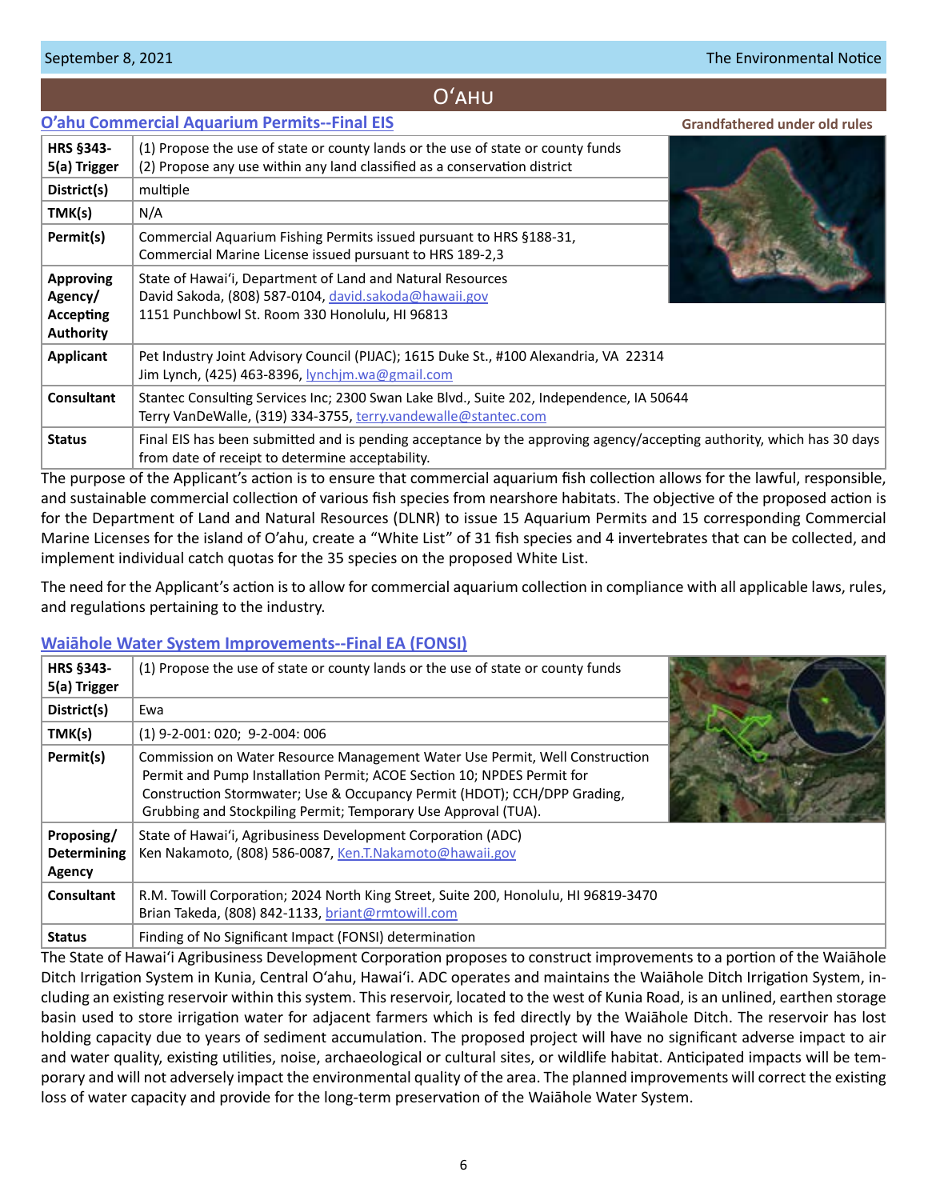## Oʻahu

### Oʻahu Commercial Aquarium Permits--Final EIS

**Grandfathered under old rules**

| | |
|---|---|
| **HRS §343-5(a) Trigger** | (1) Propose the use of state or county lands or the use of state or county funds<br>(2) Propose any use within any land classified as a conservation district |
| **District(s)** | multiple |
| **TMK(s)** | N/A |
| **Permit(s)** | Commercial Aquarium Fishing Permits issued pursuant to HRS §188-31, Commercial Marine License issued pursuant to HRS 189-2,3 |
| **Approving Agency/ Accepting Authority** | State of Hawaiʻi, Department of Land and Natural Resources<br>David Sakoda, (808) 587-0104, david.sakoda@hawaii.gov<br>1151 Punchbowl St. Room 330 Honolulu, HI 96813 |
| **Applicant** | Pet Industry Joint Advisory Council (PIJAC); 1615 Duke St., #100 Alexandria, VA 22314<br>Jim Lynch, (425) 463-8396, lynchjm.wa@gmail.com |
| **Consultant** | Stantec Consulting Services Inc; 2300 Swan Lake Blvd., Suite 202, Independence, IA 50644<br>Terry VanDeWalle, (319) 334-3755, terry.vandewalle@stantec.com |
| **Status** | Final EIS has been submitted and is pending acceptance by the approving agency/accepting authority, which has 30 days from date of receipt to determine acceptability. |

The purpose of the Applicant's action is to ensure that commercial aquarium fish collection allows for the lawful, responsible, and sustainable commercial collection of various fish species from nearshore habitats. The objective of the proposed action is for the Department of Land and Natural Resources (DLNR) to issue 15 Aquarium Permits and 15 corresponding Commercial Marine Licenses for the island of Oʻahu, create a "White List" of 31 fish species and 4 invertebrates that can be collected, and implement individual catch quotas for the 35 species on the proposed White List.

The need for the Applicant's action is to allow for commercial aquarium collection in compliance with all applicable laws, rules, and regulations pertaining to the industry.

### Waiāhole Water System Improvements--Final EA (FONSI)

| | |
|---|---|
| **HRS §343-5(a) Trigger** | (1) Propose the use of state or county lands or the use of state or county funds |
| **District(s)** | Ewa |
| **TMK(s)** | (1) 9-2-001: 020; 9-2-004: 006 |
| **Permit(s)** | Commission on Water Resource Management Water Use Permit, Well Construction Permit and Pump Installation Permit; ACOE Section 10; NPDES Permit for Construction Stormwater; Use & Occupancy Permit (HDOT); CCH/DPP Grading, Grubbing and Stockpiling Permit; Temporary Use Approval (TUA). |
| **Proposing/ Determining Agency** | State of Hawaiʻi, Agribusiness Development Corporation (ADC)<br>Ken Nakamoto, (808) 586-0087, Ken.T.Nakamoto@hawaii.gov |
| **Consultant** | R.M. Towill Corporation; 2024 North King Street, Suite 200, Honolulu, HI 96819-3470<br>Brian Takeda, (808) 842-1133, briant@rmtowill.com |
| **Status** | Finding of No Significant Impact (FONSI) determination |

The State of Hawaiʻi Agribusiness Development Corporation proposes to construct improvements to a portion of the Waiāhole Ditch Irrigation System in Kunia, Central Oʻahu, Hawaiʻi. ADC operates and maintains the Waiāhole Ditch Irrigation System, including an existing reservoir within this system. This reservoir, located to the west of Kunia Road, is an unlined, earthen storage basin used to store irrigation water for adjacent farmers which is fed directly by the Waiāhole Ditch. The reservoir has lost holding capacity due to years of sediment accumulation. The proposed project will have no significant adverse impact to air and water quality, existing utilities, noise, archaeological or cultural sites, or wildlife habitat. Anticipated impacts will be temporary and will not adversely impact the environmental quality of the area. The planned improvements will correct the existing loss of water capacity and provide for the long-term preservation of the Waiāhole Water System.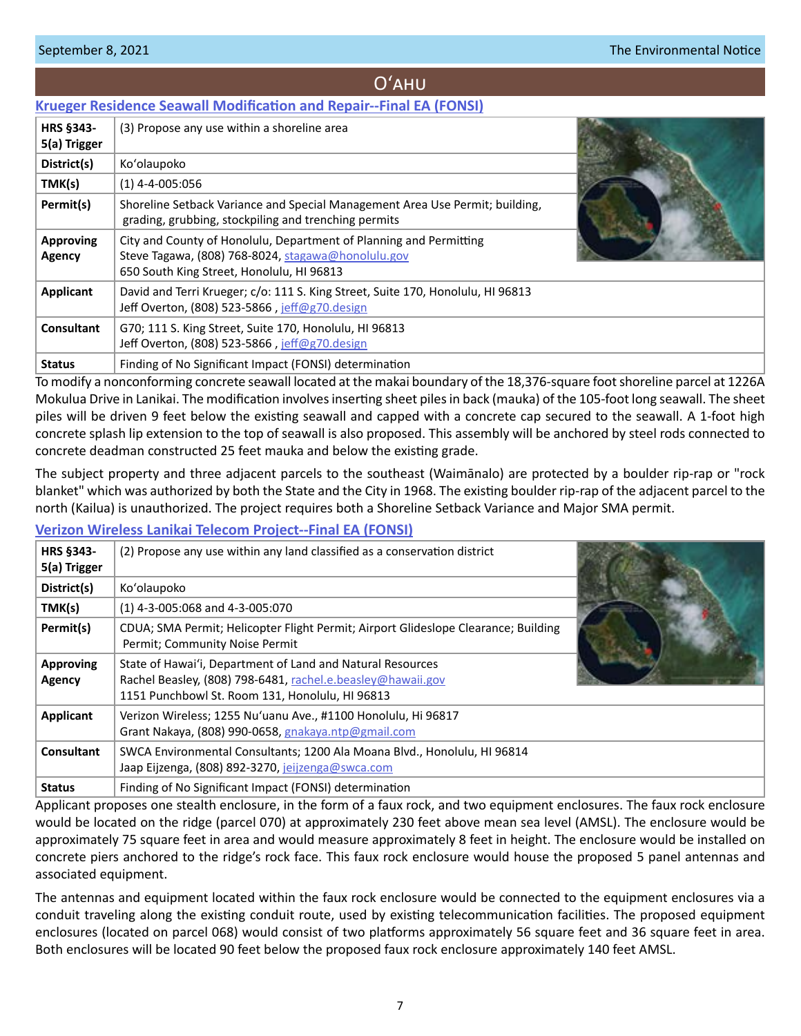## Oʻahu

### Krueger Residence Seawall Modification and Repair--Final EA (FONSI)

| | |
|---|---|
| **HRS §343-5(a) Trigger** | (3) Propose any use within a shoreline area |
| **District(s)** | Koʻolaupoko |
| **TMK(s)** | (1) 4-4-005:056 |
| **Permit(s)** | Shoreline Setback Variance and Special Management Area Use Permit; building, grading, grubbing, stockpiling and trenching permits |
| **Approving Agency** | City and County of Honolulu, Department of Planning and Permitting<br>Steve Tagawa, (808) 768-8024, stagawa@honolulu.gov<br>650 South King Street, Honolulu, HI 96813 |
| **Applicant** | David and Terri Krueger; c/o: 111 S. King Street, Suite 170, Honolulu, HI 96813<br>Jeff Overton, (808) 523-5866 , jeff@g70.design |
| **Consultant** | G70; 111 S. King Street, Suite 170, Honolulu, HI 96813<br>Jeff Overton, (808) 523-5866 , jeff@g70.design |
| **Status** | Finding of No Significant Impact (FONSI) determination |

To modify a nonconforming concrete seawall located at the makai boundary of the 18,376-square foot shoreline parcel at 1226A Mokulua Drive in Lanikai. The modification involves inserting sheet piles in back (mauka) of the 105-foot long seawall. The sheet piles will be driven 9 feet below the existing seawall and capped with a concrete cap secured to the seawall. A 1-foot high concrete splash lip extension to the top of seawall is also proposed. This assembly will be anchored by steel rods connected to concrete deadman constructed 25 feet mauka and below the existing grade.

The subject property and three adjacent parcels to the southeast (Waimānalo) are protected by a boulder rip-rap or "rock blanket" which was authorized by both the State and the City in 1968. The existing boulder rip-rap of the adjacent parcel to the north (Kailua) is unauthorized. The project requires both a Shoreline Setback Variance and Major SMA permit.

### Verizon Wireless Lanikai Telecom Project--Final EA (FONSI)

| | |
|---|---|
| **HRS §343-5(a) Trigger** | (2) Propose any use within any land classified as a conservation district |
| **District(s)** | Koʻolaupoko |
| **TMK(s)** | (1) 4-3-005:068 and 4-3-005:070 |
| **Permit(s)** | CDUA; SMA Permit; Helicopter Flight Permit; Airport Glideslope Clearance; Building Permit; Community Noise Permit |
| **Approving Agency** | State of Hawaiʻi, Department of Land and Natural Resources<br>Rachel Beasley, (808) 798-6481, rachel.e.beasley@hawaii.gov<br>1151 Punchbowl St. Room 131, Honolulu, HI 96813 |
| **Applicant** | Verizon Wireless; 1255 Nuʻuanu Ave., #1100 Honolulu, Hi 96817<br>Grant Nakaya, (808) 990-0658, gnakaya.ntp@gmail.com |
| **Consultant** | SWCA Environmental Consultants; 1200 Ala Moana Blvd., Honolulu, HI 96814<br>Jaap Eijzenga, (808) 892-3270, jeijzenga@swca.com |
| **Status** | Finding of No Significant Impact (FONSI) determination |

Applicant proposes one stealth enclosure, in the form of a faux rock, and two equipment enclosures. The faux rock enclosure would be located on the ridge (parcel 070) at approximately 230 feet above mean sea level (AMSL). The enclosure would be approximately 75 square feet in area and would measure approximately 8 feet in height. The enclosure would be installed on concrete piers anchored to the ridge's rock face. This faux rock enclosure would house the proposed 5 panel antennas and associated equipment.

The antennas and equipment located within the faux rock enclosure would be connected to the equipment enclosures via a conduit traveling along the existing conduit route, used by existing telecommunication facilities. The proposed equipment enclosures (located on parcel 068) would consist of two platforms approximately 56 square feet and 36 square feet in area. Both enclosures will be located 90 feet below the proposed faux rock enclosure approximately 140 feet AMSL.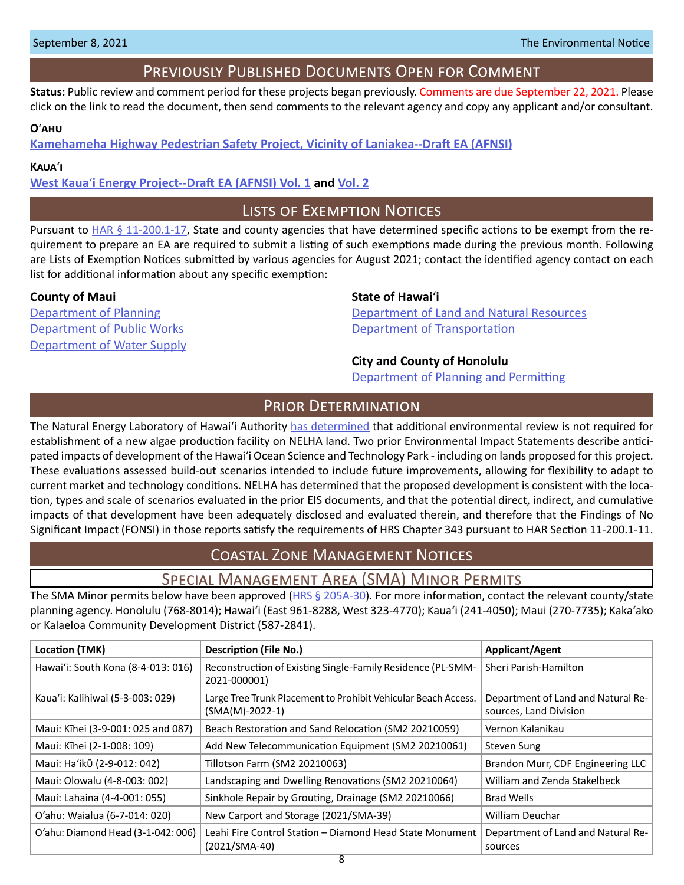## Previously Published Documents Open for Comment

**Status:** Public review and comment period for these projects began previously. Comments are due September 22, 2021. Please click on the link to read the document, then send comments to the relevant agency and copy any applicant and/or consultant.

**O'ahu**

**Kamehameha Highway Pedestrian Safety Project, Vicinity of Laniakea--Draft EA (AFNSI)**

**Kaua'i**

**West Kaua'i Energy Project--Draft EA (AFNSI) Vol. 1 and Vol. 2**

## Lists of Exemption Notices

Pursuant to HAR § 11-200.1-17, State and county agencies that have determined specific actions to be exempt from the requirement to prepare an EA are required to submit a listing of such exemptions made during the previous month. Following are Lists of Exemption Notices submitted by various agencies for August 2021; contact the identified agency contact on each list for additional information about any specific exemption:

**County of Maui**

Department of Planning
Department of Public Works
Department of Water Supply

**State of Hawai'i**

Department of Land and Natural Resources
Department of Transportation

**City and County of Honolulu**

Department of Planning and Permitting

## Prior Determination

The Natural Energy Laboratory of Hawai'i Authority has determined that additional environmental review is not required for establishment of a new algae production facility on NELHA land. Two prior Environmental Impact Statements describe anticipated impacts of development of the Hawai'i Ocean Science and Technology Park - including on lands proposed for this project. These evaluations assessed build-out scenarios intended to include future improvements, allowing for flexibility to adapt to current market and technology conditions. NELHA has determined that the proposed development is consistent with the location, types and scale of scenarios evaluated in the prior EIS documents, and that the potential direct, indirect, and cumulative impacts of that development have been adequately disclosed and evaluated therein, and therefore that the Findings of No Significant Impact (FONSI) in those reports satisfy the requirements of HRS Chapter 343 pursuant to HAR Section 11-200.1-11.

## Coastal Zone Management Notices

### Special Management Area (SMA) Minor Permits

The SMA Minor permits below have been approved (HRS § 205A-30). For more information, contact the relevant county/state planning agency. Honolulu (768-8014); Hawai'i (East 961-8288, West 323-4770); Kaua'i (241-4050); Maui (270-7735); Kaka'ako or Kalaeloa Community Development District (587-2841).

| Location (TMK) | Description (File No.) | Applicant/Agent |
|---|---|---|
| Hawai'i: South Kona (8-4-013: 016) | Reconstruction of Existing Single-Family Residence (PL-SMM-2021-000001) | Sheri Parish-Hamilton |
| Kaua'i: Kalihiwai (5-3-003: 029) | Large Tree Trunk Placement to Prohibit Vehicular Beach Access. (SMA(M)-2022-1) | Department of Land and Natural Resources, Land Division |
| Maui: Kīhei (3-9-001: 025 and 087) | Beach Restoration and Sand Relocation (SM2 20210059) | Vernon Kalanikau |
| Maui: Kīhei (2-1-008: 109) | Add New Telecommunication Equipment (SM2 20210061) | Steven Sung |
| Maui: Ha'ikū (2-9-012: 042) | Tillotson Farm (SM2 20210063) | Brandon Murr, CDF Engineering LLC |
| Maui: Olowalu (4-8-003: 002) | Landscaping and Dwelling Renovations (SM2 20210064) | William and Zenda Stakelbeck |
| Maui: Lahaina (4-4-001: 055) | Sinkhole Repair by Grouting, Drainage (SM2 20210066) | Brad Wells |
| O'ahu: Waialua (6-7-014: 020) | New Carport and Storage (2021/SMA-39) | William Deuchar |
| O'ahu: Diamond Head (3-1-042: 006) | Leahi Fire Control Station – Diamond Head State Monument (2021/SMA-40) | Department of Land and Natural Resources |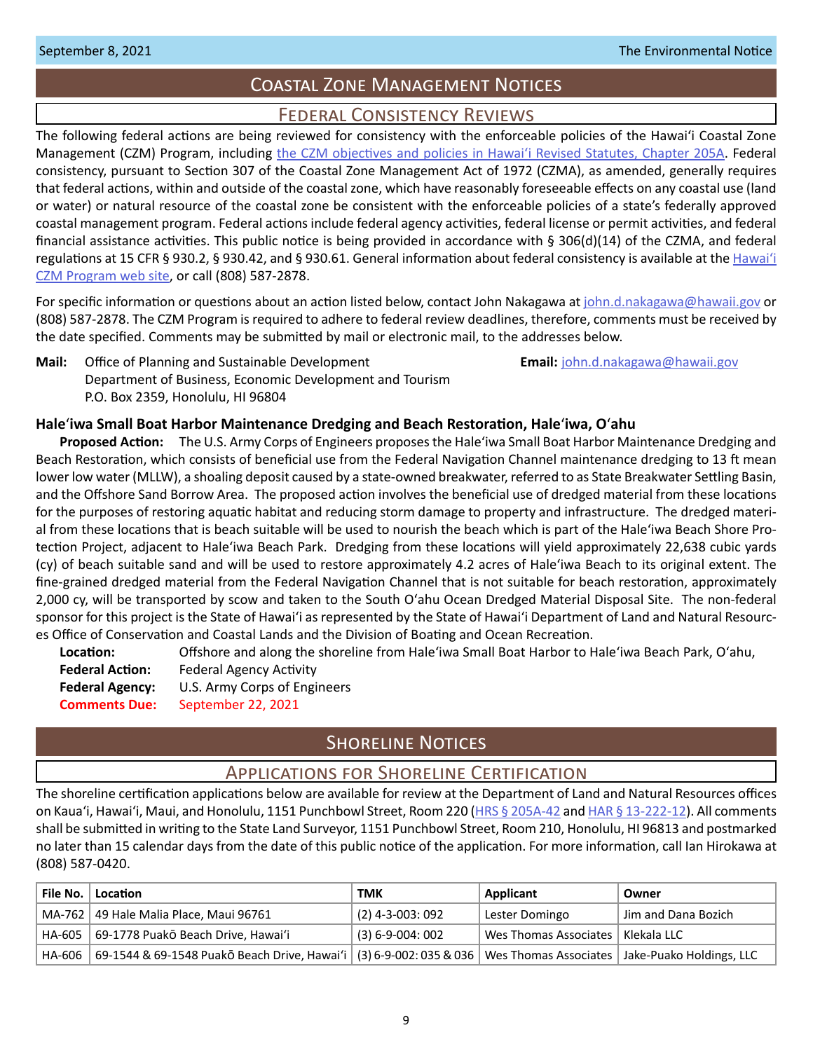# Coastal Zone Management Notices

## Federal Consistency Reviews

The following federal actions are being reviewed for consistency with the enforceable policies of the Hawaiʻi Coastal Zone Management (CZM) Program, including the CZM objectives and policies in Hawaiʻi Revised Statutes, Chapter 205A. Federal consistency, pursuant to Section 307 of the Coastal Zone Management Act of 1972 (CZMA), as amended, generally requires that federal actions, within and outside of the coastal zone, which have reasonably foreseeable effects on any coastal use (land or water) or natural resource of the coastal zone be consistent with the enforceable policies of a state's federally approved coastal management program. Federal actions include federal agency activities, federal license or permit activities, and federal financial assistance activities. This public notice is being provided in accordance with § 306(d)(14) of the CZMA, and federal regulations at 15 CFR § 930.2, § 930.42, and § 930.61. General information about federal consistency is available at the Hawaiʻi CZM Program web site, or call (808) 587-2878.

For specific information or questions about an action listed below, contact John Nakagawa at john.d.nakagawa@hawaii.gov or (808) 587-2878. The CZM Program is required to adhere to federal review deadlines, therefore, comments must be received by the date specified. Comments may be submitted by mail or electronic mail, to the addresses below.

**Mail:** Office of Planning and Sustainable Development
Department of Business, Economic Development and Tourism
P.O. Box 2359, Honolulu, HI 96804

**Email:** john.d.nakagawa@hawaii.gov

### Haleʻiwa Small Boat Harbor Maintenance Dredging and Beach Restoration, Haleʻiwa, Oʻahu

**Proposed Action:** The U.S. Army Corps of Engineers proposes the Haleʻiwa Small Boat Harbor Maintenance Dredging and Beach Restoration, which consists of beneficial use from the Federal Navigation Channel maintenance dredging to 13 ft mean lower low water (MLLW), a shoaling deposit caused by a state-owned breakwater, referred to as State Breakwater Settling Basin, and the Offshore Sand Borrow Area. The proposed action involves the beneficial use of dredged material from these locations for the purposes of restoring aquatic habitat and reducing storm damage to property and infrastructure. The dredged material from these locations that is beach suitable will be used to nourish the beach which is part of the Haleʻiwa Beach Shore Protection Project, adjacent to Haleʻiwa Beach Park. Dredging from these locations will yield approximately 22,638 cubic yards (cy) of beach suitable sand and will be used to restore approximately 4.2 acres of Haleʻiwa Beach to its original extent. The fine-grained dredged material from the Federal Navigation Channel that is not suitable for beach restoration, approximately 2,000 cy, will be transported by scow and taken to the South Oʻahu Ocean Dredged Material Disposal Site. The non-federal sponsor for this project is the State of Hawaiʻi as represented by the State of Hawaiʻi Department of Land and Natural Resources Office of Conservation and Coastal Lands and the Division of Boating and Ocean Recreation.

**Location:** Offshore and along the shoreline from Haleʻiwa Small Boat Harbor to Haleʻiwa Beach Park, Oʻahu,
**Federal Action:** Federal Agency Activity
**Federal Agency:** U.S. Army Corps of Engineers
**Comments Due:** September 22, 2021

# Shoreline Notices

## Applications for Shoreline Certification

The shoreline certification applications below are available for review at the Department of Land and Natural Resources offices on Kauaʻi, Hawaiʻi, Maui, and Honolulu, 1151 Punchbowl Street, Room 220 (HRS § 205A-42 and HAR § 13-222-12). All comments shall be submitted in writing to the State Land Surveyor, 1151 Punchbowl Street, Room 210, Honolulu, HI 96813 and postmarked no later than 15 calendar days from the date of this public notice of the application. For more information, call Ian Hirokawa at (808) 587-0420.

| File No. | Location | TMK | Applicant | Owner |
|---|---|---|---|---|
| MA-762 | 49 Hale Malia Place, Maui 96761 | (2) 4-3-003: 092 | Lester Domingo | Jim and Dana Bozich |
| HA-605 | 69-1778 Puakō Beach Drive, Hawaiʻi | (3) 6-9-004: 002 | Wes Thomas Associates | Klekala LLC |
| HA-606 | 69-1544 & 69-1548 Puakō Beach Drive, Hawaiʻi | (3) 6-9-002: 035 & 036 | Wes Thomas Associates | Jake-Puako Holdings, LLC |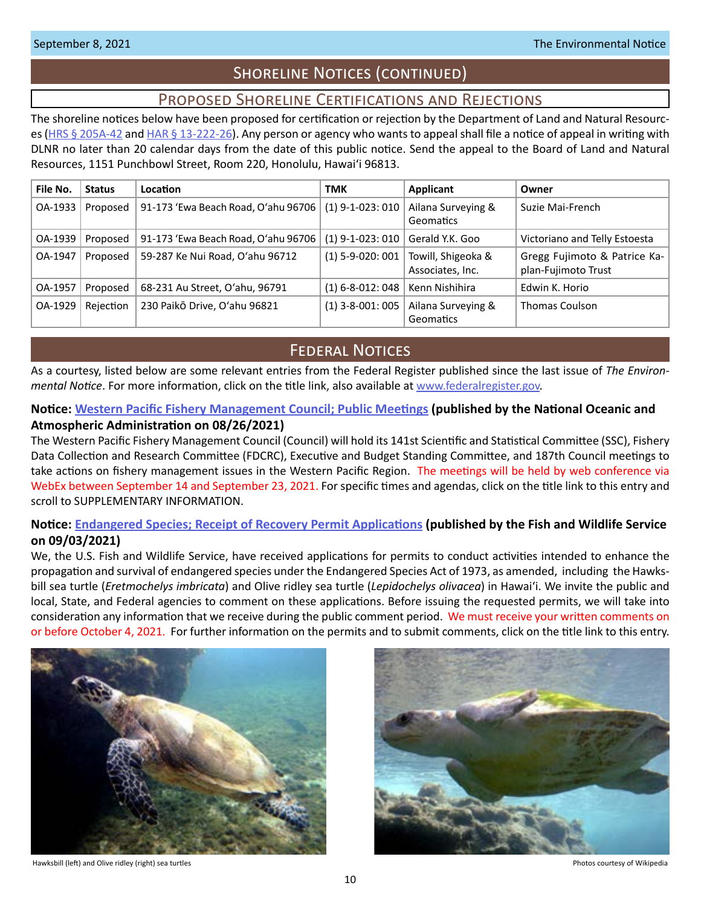## Shoreline Notices (continued)

### Proposed Shoreline Certifications and Rejections

The shoreline notices below have been proposed for certification or rejection by the Department of Land and Natural Resources (HRS § 205A-42 and HAR § 13-222-26). Any person or agency who wants to appeal shall file a notice of appeal in writing with DLNR no later than 20 calendar days from the date of this public notice. Send the appeal to the Board of Land and Natural Resources, 1151 Punchbowl Street, Room 220, Honolulu, Hawai'i 96813.

| File No. | Status | Location | TMK | Applicant | Owner |
|---|---|---|---|---|---|
| OA-1933 | Proposed | 91-173 'Ewa Beach Road, O'ahu 96706 | (1) 9-1-023: 010 | Ailana Surveying & Geomatics | Suzie Mai-French |
| OA-1939 | Proposed | 91-173 'Ewa Beach Road, O'ahu 96706 | (1) 9-1-023: 010 | Gerald Y.K. Goo | Victoriano and Telly Estoesta |
| OA-1947 | Proposed | 59-287 Ke Nui Road, O'ahu 96712 | (1) 5-9-020: 001 | Towill, Shigeoka & Associates, Inc. | Gregg Fujimoto & Patrice Kaplan-Fujimoto Trust |
| OA-1957 | Proposed | 68-231 Au Street, O'ahu, 96791 | (1) 6-8-012: 048 | Kenn Nishihira | Edwin K. Horio |
| OA-1929 | Rejection | 230 Paikō Drive, O'ahu 96821 | (1) 3-8-001: 005 | Ailana Surveying & Geomatics | Thomas Coulson |

## Federal Notices

As a courtesy, listed below are some relevant entries from the Federal Register published since the last issue of *The Environmental Notice*. For more information, click on the title link, also available at www.federalregister.gov.

**Notice: Western Pacific Fishery Management Council; Public Meetings (published by the National Oceanic and Atmospheric Administration on 08/26/2021)**

The Western Pacific Fishery Management Council (Council) will hold its 141st Scientific and Statistical Committee (SSC), Fishery Data Collection and Research Committee (FDCRC), Executive and Budget Standing Committee, and 187th Council meetings to take actions on fishery management issues in the Western Pacific Region. The meetings will be held by web conference via WebEx between September 14 and September 23, 2021. For specific times and agendas, click on the title link to this entry and scroll to SUPPLEMENTARY INFORMATION.

**Notice: Endangered Species; Receipt of Recovery Permit Applications (published by the Fish and Wildlife Service on 09/03/2021)**

We, the U.S. Fish and Wildlife Service, have received applications for permits to conduct activities intended to enhance the propagation and survival of endangered species under the Endangered Species Act of 1973, as amended, including the Hawksbill sea turtle (*Eretmochelys imbricata*) and Olive ridley sea turtle (*Lepidochelys olivacea*) in Hawai'i. We invite the public and local, State, and Federal agencies to comment on these applications. Before issuing the requested permits, we will take into consideration any information that we receive during the public comment period. We must receive your written comments on or before October 4, 2021. For further information on the permits and to submit comments, click on the title link to this entry.

Hawksbill (left) and Olive ridley (right) sea turtles

Photos courtesy of Wikipedia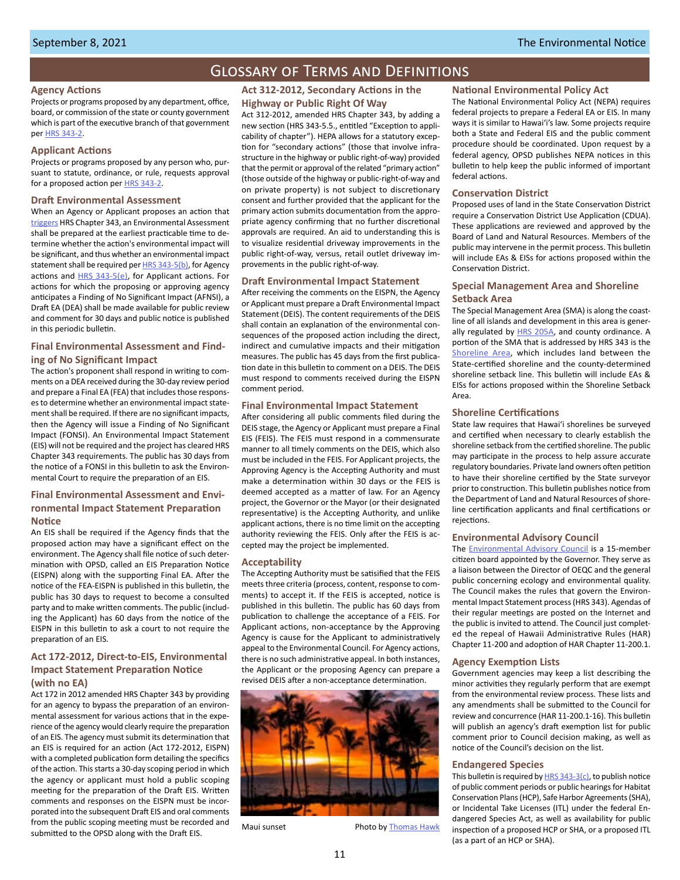# Glossary of Terms and Definitions

## Agency Actions

Projects or programs proposed by any department, office, board, or commission of the state or county government which is part of the executive branch of that government per HRS 343-2.

## Applicant Actions

Projects or programs proposed by any person who, pursuant to statute, ordinance, or rule, requests approval for a proposed action per HRS 343-2.

## Draft Environmental Assessment

When an Agency or Applicant proposes an action that triggers HRS Chapter 343, an Environmental Assessment shall be prepared at the earliest practicable time to determine whether the action's environmental impact will be significant, and thus whether an environmental impact statement shall be required per HRS 343-5(b), for Agency actions and HRS 343-5(e), for Applicant actions. For actions for which the proposing or approving agency anticipates a Finding of No Significant Impact (AFNSI), a Draft EA (DEA) shall be made available for public review and comment for 30 days and public notice is published in this periodic bulletin.

## Final Environmental Assessment and Finding of No Significant Impact

The action's proponent shall respond in writing to comments on a DEA received during the 30-day review period and prepare a Final EA (FEA) that includes those responses to determine whether an environmental impact statement shall be required. If there are no significant impacts, then the Agency will issue a Finding of No Significant Impact (FONSI). An Environmental Impact Statement (EIS) will not be required and the project has cleared HRS Chapter 343 requirements. The public has 30 days from the notice of a FONSI in this bulletin to ask the Environmental Court to require the preparation of an EIS.

## Final Environmental Assessment and Environmental Impact Statement Preparation Notice

An EIS shall be required if the Agency finds that the proposed action may have a significant effect on the environment. The Agency shall file notice of such determination with OPSD, called an EIS Preparation Notice (EISPN) along with the supporting Final EA. After the notice of the FEA-EISPN is published in this bulletin, the public has 30 days to request to become a consulted party and to make written comments. The public (including the Applicant) has 60 days from the notice of the EISPN in this bulletin to ask a court to not require the preparation of an EIS.

## Act 172-2012, Direct-to-EIS, Environmental Impact Statement Preparation Notice (with no EA)

Act 172 in 2012 amended HRS Chapter 343 by providing for an agency to bypass the preparation of an environmental assessment for various actions that in the experience of the agency would clearly require the preparation of an EIS. The agency must submit its determination that an EIS is required for an action (Act 172-2012, EISPN) with a completed publication form detailing the specifics of the action. This starts a 30-day scoping period in which the agency or applicant must hold a public scoping meeting for the preparation of the Draft EIS. Written comments and responses on the EISPN must be incorporated into the subsequent Draft EIS and oral comments from the public scoping meeting must be recorded and submitted to the OPSD along with the Draft EIS.

## Act 312-2012, Secondary Actions in the Highway or Public Right Of Way

Act 312-2012, amended HRS Chapter 343, by adding a new section (HRS 343-5.5., entitled "Exception to applicability of chapter"). HEPA allows for a statutory exception for "secondary actions" (those that involve infrastructure in the highway or public right-of-way) provided that the permit or approval of the related "primary action" (those outside of the highway or public-right-of-way and on private property) is not subject to discretionary consent and further provided that the applicant for the primary action submits documentation from the appropriate agency confirming that no further discretional approvals are required. An aid to understanding this is to visualize residential driveway improvements in the public right-of-way, versus, retail outlet driveway improvements in the public right-of-way.

## Draft Environmental Impact Statement

After receiving the comments on the EISPN, the Agency or Applicant must prepare a Draft Environmental Impact Statement (DEIS). The content requirements of the DEIS shall contain an explanation of the environmental consequences of the proposed action including the direct, indirect and cumulative impacts and their mitigation measures. The public has 45 days from the first publication date in this bulletin to comment on a DEIS. The DEIS must respond to comments received during the EISPN comment period.

## Final Environmental Impact Statement

After considering all public comments filed during the DEIS stage, the Agency or Applicant must prepare a Final EIS (FEIS). The FEIS must respond in a commensurate manner to all timely comments on the DEIS, which also must be included in the FEIS. For Applicant projects, the Approving Agency is the Accepting Authority and must make a determination within 30 days or the FEIS is deemed accepted as a matter of law. For an Agency project, the Governor or the Mayor (or their designated representative) is the Accepting Authority, and unlike applicant actions, there is no time limit on the accepting authority reviewing the FEIS. Only after the FEIS is accepted may the project be implemented.

## Acceptability

The Accepting Authority must be satisified that the FEIS meets three criteria (process, content, response to comments) to accept it. If the FEIS is accepted, notice is published in this bulletin. The public has 60 days from publication to challenge the acceptance of a FEIS. For Applicant actions, non-acceptance by the Approving Agency is cause for the Applicant to administratively appeal to the Environmental Council. For Agency actions, there is no such administrative appeal. In both instances, the Applicant or the proposing Agency can prepare a revised DEIS after a non-acceptance determination.

Maui sunset Photo by Thomas Hawk

## National Environmental Policy Act

The National Environmental Policy Act (NEPA) requires federal projects to prepare a Federal EA or EIS. In many ways it is similar to Hawai'i's law. Some projects require both a State and Federal EIS and the public comment procedure should be coordinated. Upon request by a federal agency, OPSD publishes NEPA notices in this bulletin to help keep the public informed of important federal actions.

## Conservation District

Proposed uses of land in the State Conservation District require a Conservation District Use Application (CDUA). These applications are reviewed and approved by the Board of Land and Natural Resources. Members of the public may intervene in the permit process. This bulletin will include EAs & EISs for actions proposed within the Conservation District.

## Special Management Area and Shoreline Setback Area

The Special Management Area (SMA) is along the coastline of all islands and development in this area is generally regulated by HRS 205A, and county ordinance. A portion of the SMA that is addressed by HRS 343 is the Shoreline Area, which includes land between the State-certified shoreline and the county-determined shoreline setback line. This bulletin will include EAs & EISs for actions proposed within the Shoreline Setback Area.

## Shoreline Certifications

State law requires that Hawai'i shorelines be surveyed and certified when necessary to clearly establish the shoreline setback from the certified shoreline. The public may participate in the process to help assure accurate regulatory boundaries. Private land owners often petition to have their shoreline certified by the State surveyor prior to construction. This bulletin publishes notice from the Department of Land and Natural Resources of shoreline certification applicants and final certifications or rejections.

## Environmental Advisory Council

The Environmental Advisory Council is a 15-member citizen board appointed by the Governor. They serve as a liaison between the Director of OEQC and the general public concerning ecology and environmental quality. The Council makes the rules that govern the Environmental Impact Statement process (HRS 343). Agendas of their regular meetings are posted on the Internet and the public is invited to attend. The Council just completed the repeal of Hawaii Administrative Rules (HAR) Chapter 11-200 and adoption of HAR Chapter 11-200.1.

## Agency Exemption Lists

Government agencies may keep a list describing the minor activities they regularly perform that are exempt from the environmental review process. These lists and any amendments shall be submitted to the Council for review and concurrence (HAR 11-200.1-16). This bulletin will publish an agency's draft exemption list for public comment prior to Council decision making, as well as notice of the Council's decision on the list.

## Endangered Species

This bulletin is required by HRS 343-3(c), to publish notice of public comment periods or public hearings for Habitat Conservation Plans (HCP), Safe Harbor Agreements (SHA), or Incidental Take Licenses (ITL) under the federal Endangered Species Act, as well as availability for public inspection of a proposed HCP or SHA, or a proposed ITL (as a part of an HCP or SHA).